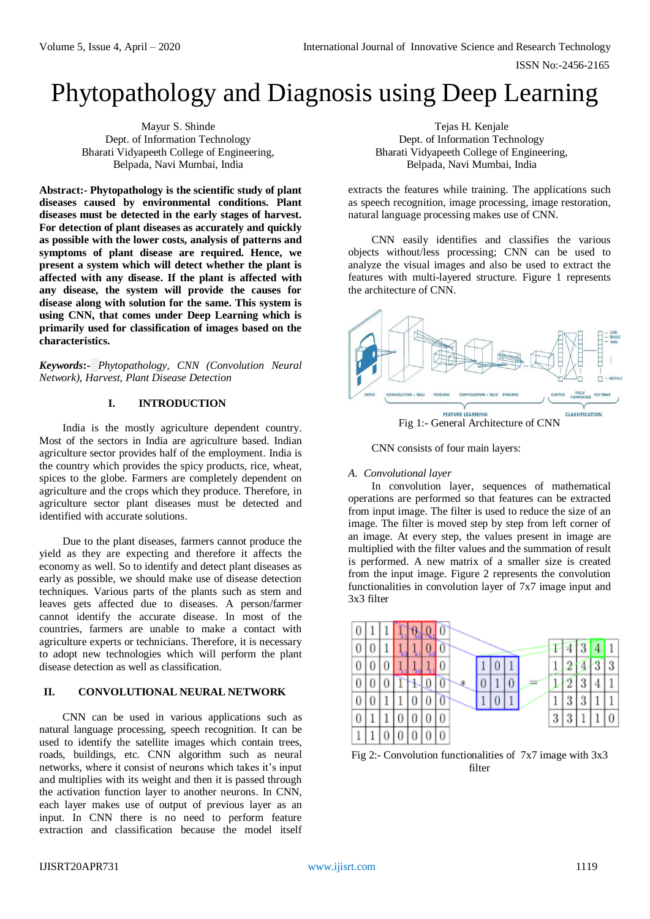# Phytopathology and Diagnosis using Deep Learning

Mayur S. Shinde
Dept. of Information Technology
Bharati Vidyapeeth College of Engineering,
Belpada, Navi Mumbai, India

Tejas H. Kenjale
Dept. of Information Technology
Bharati Vidyapeeth College of Engineering,
Belpada, Navi Mumbai, India

**Abstract:- Phytopathology is the scientific study of plant diseases caused by environmental conditions. Plant diseases must be detected in the early stages of harvest. For detection of plant diseases as accurately and quickly as possible with the lower costs, analysis of patterns and symptoms of plant disease are required. Hence, we present a system which will detect whether the plant is affected with any disease. If the plant is affected with any disease, the system will provide the causes for disease along with solution for the same. This system is using CNN, that comes under Deep Learning which is primarily used for classification of images based on the characteristics.**

***Keywords:-*** *Phytopathology, CNN (Convolution Neural Network), Harvest, Plant Disease Detection*

## I. INTRODUCTION

India is the mostly agriculture dependent country. Most of the sectors in India are agriculture based. Indian agriculture sector provides half of the employment. India is the country which provides the spicy products, rice, wheat, spices to the globe. Farmers are completely dependent on agriculture and the crops which they produce. Therefore, in agriculture sector plant diseases must be detected and identified with accurate solutions.

Due to the plant diseases, farmers cannot produce the yield as they are expecting and therefore it affects the economy as well. So to identify and detect plant diseases as early as possible, we should make use of disease detection techniques. Various parts of the plants such as stem and leaves gets affected due to diseases. A person/farmer cannot identify the accurate disease. In most of the countries, farmers are unable to make a contact with agriculture experts or technicians. Therefore, it is necessary to adopt new technologies which will perform the plant disease detection as well as classification.

## II. CONVOLUTIONAL NEURAL NETWORK

CNN can be used in various applications such as natural language processing, speech recognition. It can be used to identify the satellite images which contain trees, roads, buildings, etc. CNN algorithm such as neural networks, where it consist of neurons which takes it's input and multiplies with its weight and then it is passed through the activation function layer to another neurons. In CNN, each layer makes use of output of previous layer as an input. In CNN there is no need to perform feature extraction and classification because the model itself extracts the features while training. The applications such as speech recognition, image processing, image restoration, natural language processing makes use of CNN.

CNN easily identifies and classifies the various objects without/less processing; CNN can be used to analyze the visual images and also be used to extract the features with multi-layered structure. Figure 1 represents the architecture of CNN.

Fig 1:- General Architecture of CNN

CNN consists of four main layers:

### *A. Convolutional layer*

In convolution layer, sequences of mathematical operations are performed so that features can be extracted from input image. The filter is used to reduce the size of an image. The filter is moved step by step from left corner of an image. At every step, the values present in image are multiplied with the filter values and the summation of result is performed. A new matrix of a smaller size is created from the input image. Figure 2 represents the convolution functionalities in convolution layer of 7x7 image input and 3x3 filter

Fig 2:- Convolution functionalities of 7x7 image with 3x3 filter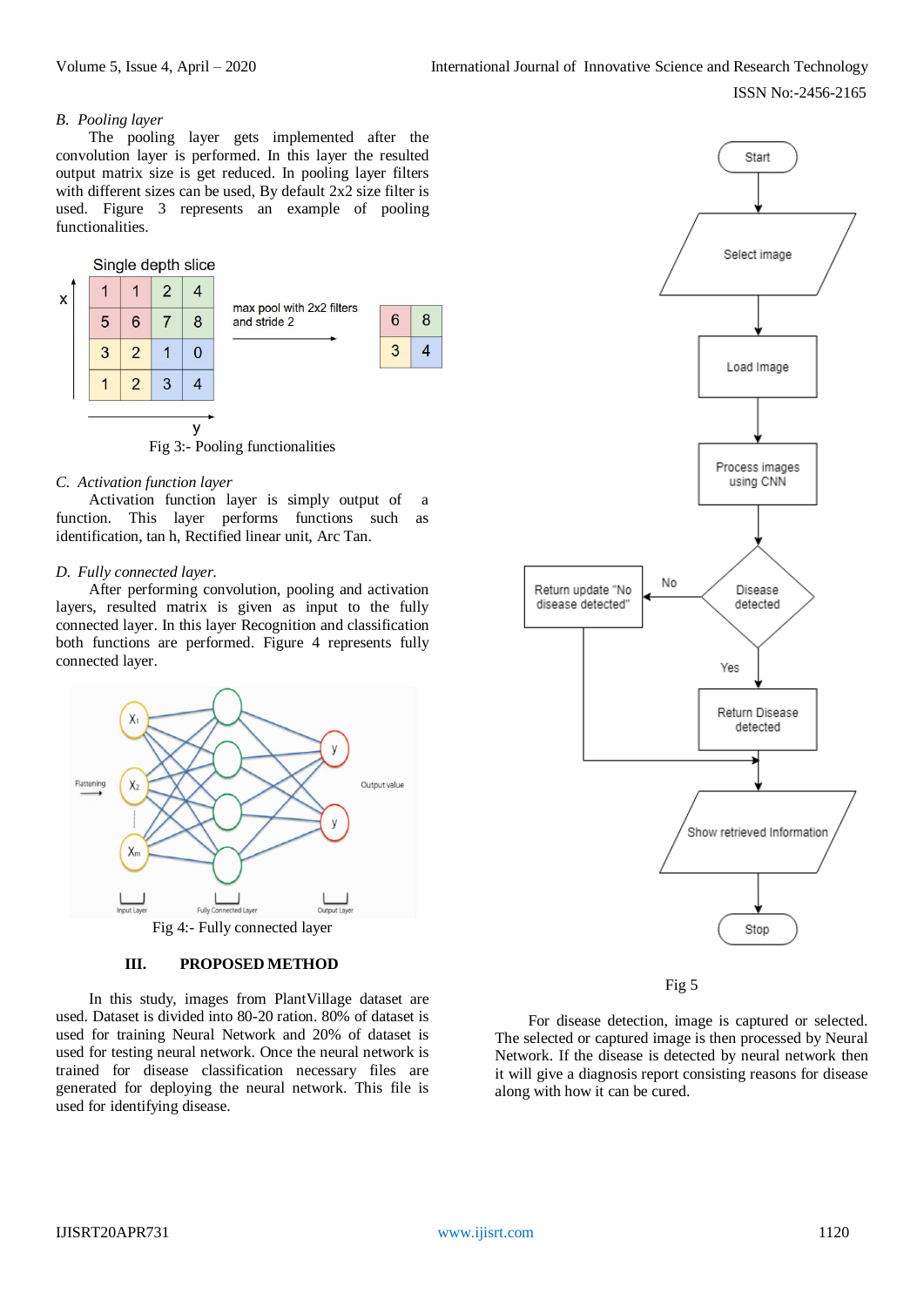### B. Pooling layer

The pooling layer gets implemented after the convolution layer is performed. In this layer the resulted output matrix size is get reduced. In pooling layer filters with different sizes can be used, By default 2x2 size filter is used. Figure 3 represents an example of pooling functionalities.

Fig 3:- Pooling functionalities

### C. Activation function layer

Activation function layer is simply output of a function. This layer performs functions such as identification, tan h, Rectified linear unit, Arc Tan.

### D. Fully connected layer.

After performing convolution, pooling and activation layers, resulted matrix is given as input to the fully connected layer. In this layer Recognition and classification both functions are performed. Figure 4 represents fully connected layer.

Fig 4:- Fully connected layer

## III. PROPOSED METHOD

In this study, images from PlantVillage dataset are used. Dataset is divided into 80-20 ration. 80% of dataset is used for training Neural Network and 20% of dataset is used for testing neural network. Once the neural network is trained for disease classification necessary files are generated for deploying the neural network. This file is used for identifying disease.

Fig 5

For disease detection, image is captured or selected. The selected or captured image is then processed by Neural Network. If the disease is detected by neural network then it will give a diagnosis report consisting reasons for disease along with how it can be cured.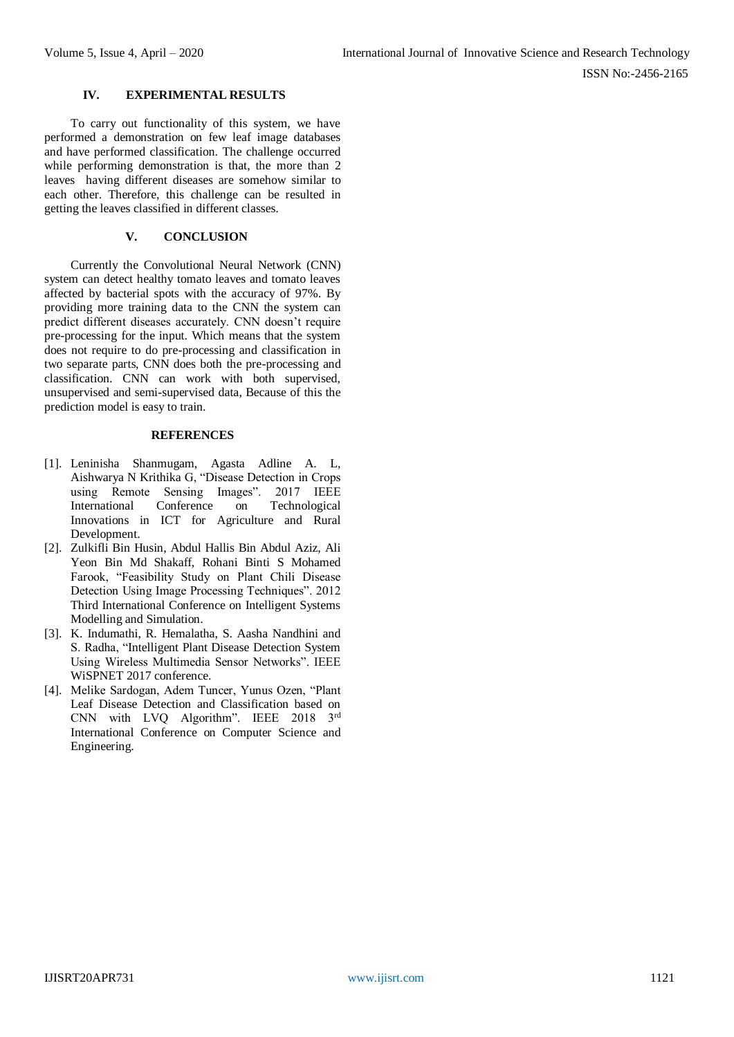## IV. EXPERIMENTAL RESULTS

To carry out functionality of this system, we have performed a demonstration on few leaf image databases and have performed classification. The challenge occurred while performing demonstration is that, the more than 2 leaves having different diseases are somehow similar to each other. Therefore, this challenge can be resulted in getting the leaves classified in different classes.

## V. CONCLUSION

Currently the Convolutional Neural Network (CNN) system can detect healthy tomato leaves and tomato leaves affected by bacterial spots with the accuracy of 97%. By providing more training data to the CNN the system can predict different diseases accurately. CNN doesn't require pre-processing for the input. Which means that the system does not require to do pre-processing and classification in two separate parts, CNN does both the pre-processing and classification. CNN can work with both supervised, unsupervised and semi-supervised data, Because of this the prediction model is easy to train.

## REFERENCES

[1]. Leninisha Shanmugam, Agasta Adline A. L, Aishwarya N Krithika G, "Disease Detection in Crops using Remote Sensing Images". 2017 IEEE International Conference on Technological Innovations in ICT for Agriculture and Rural Development.

[2]. Zulkifli Bin Husin, Abdul Hallis Bin Abdul Aziz, Ali Yeon Bin Md Shakaff, Rohani Binti S Mohamed Farook, "Feasibility Study on Plant Chili Disease Detection Using Image Processing Techniques". 2012 Third International Conference on Intelligent Systems Modelling and Simulation.

[3]. K. Indumathi, R. Hemalatha, S. Aasha Nandhini and S. Radha, "Intelligent Plant Disease Detection System Using Wireless Multimedia Sensor Networks". IEEE WiSPNET 2017 conference.

[4]. Melike Sardogan, Adem Tuncer, Yunus Ozen, "Plant Leaf Disease Detection and Classification based on CNN with LVQ Algorithm". IEEE 2018 3rd International Conference on Computer Science and Engineering.